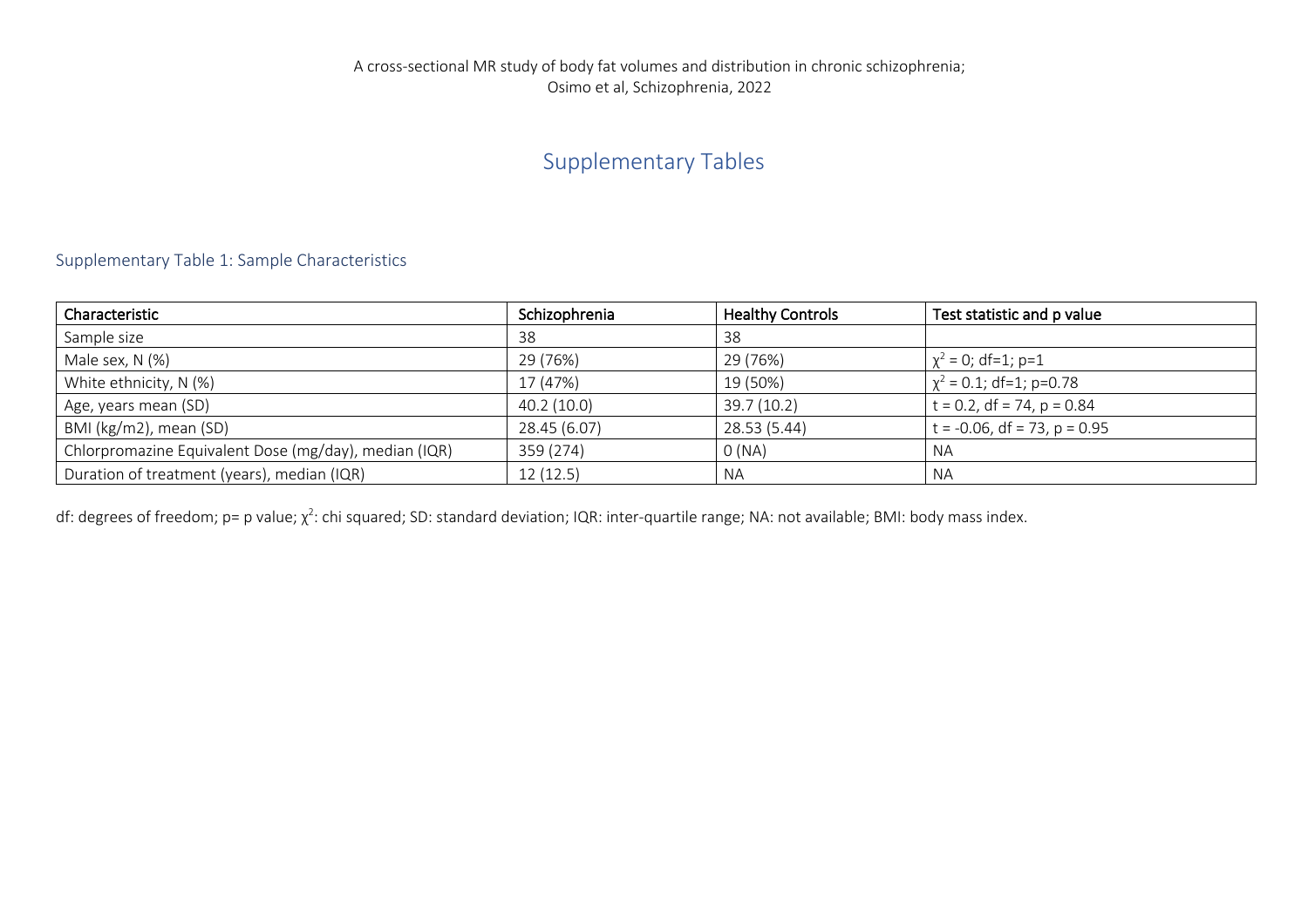A cross-sectional MR study of body fat volumes and distribution in chronic schizophrenia; Osimo et al, Schizophrenia, 2022

# Supplementary Tables

## Supplementary Table 1: Sample Characteristics

| Characteristic | Schizophrenia | Healthy Controls | Test statistic and p value |
|---|---|---|---|
| Sample size | 38 | 38 | |
| Male sex, N (%) | 29 (76%) | 29 (76%) | $\chi^2 = 0$; df=1; p=1 |
| White ethnicity, N (%) | 17 (47%) | 19 (50%) | $\chi^2 = 0.1$; df=1; p=0.78 |
| Age, years mean (SD) | 40.2 (10.0) | 39.7 (10.2) | t = 0.2, df = 74, p = 0.84 |
| BMI (kg/m2), mean (SD) | 28.45 (6.07) | 28.53 (5.44) | t = -0.06, df = 73, p = 0.95 |
| Chlorpromazine Equivalent Dose (mg/day), median (IQR) | 359 (274) | 0 (NA) | NA |
| Duration of treatment (years), median (IQR) | 12 (12.5) | NA | NA |

df: degrees of freedom; p= p value; $\chi^2$: chi squared; SD: standard deviation; IQR: inter-quartile range; NA: not available; BMI: body mass index.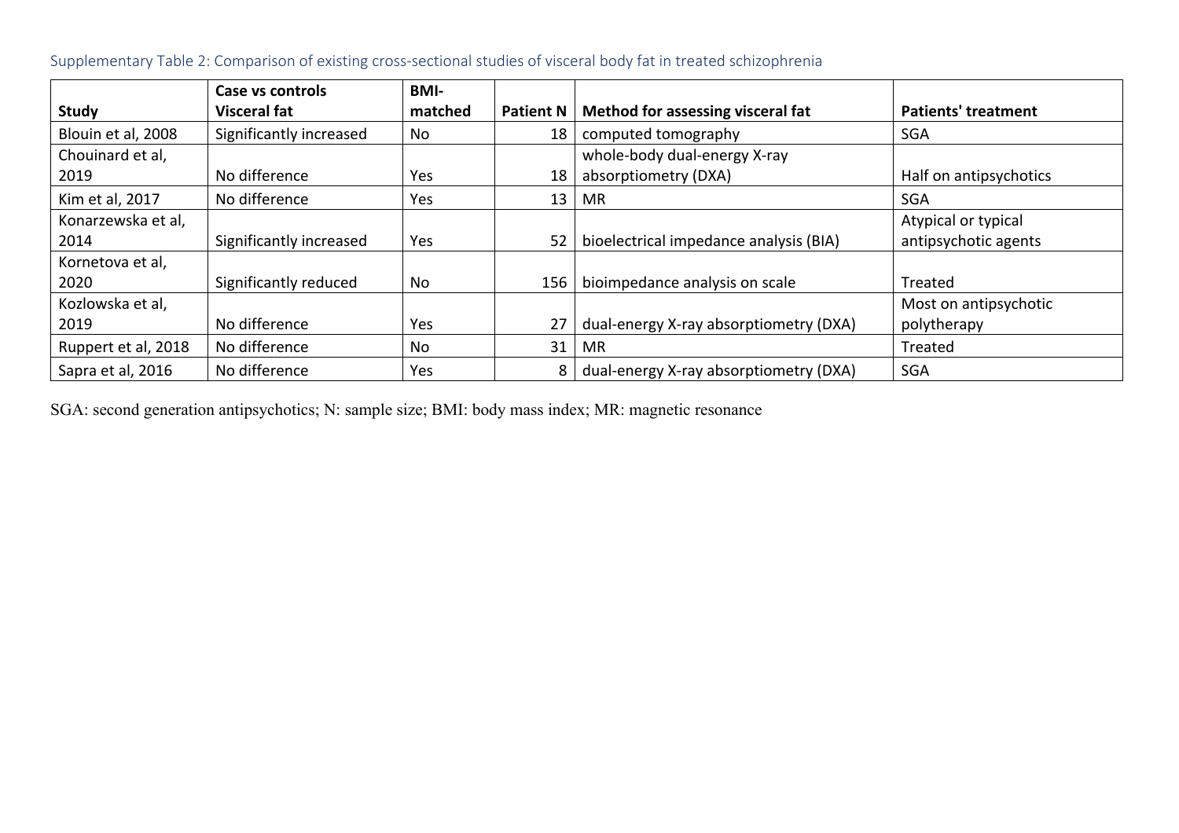Supplementary Table 2: Comparison of existing cross-sectional studies of visceral body fat in treated schizophrenia

| Study | Case vs controls Visceral fat | BMI-matched | Patient N | Method for assessing visceral fat | Patients' treatment |
|---|---|---|---|---|---|
| Blouin et al, 2008 | Significantly increased | No | 18 | computed tomography | SGA |
| Chouinard et al, 2019 | No difference | Yes | 18 | whole-body dual-energy X-ray absorptiometry (DXA) | Half on antipsychotics |
| Kim et al, 2017 | No difference | Yes | 13 | MR | SGA |
| Konarzewska et al, 2014 | Significantly increased | Yes | 52 | bioelectrical impedance analysis (BIA) | Atypical or typical antipsychotic agents |
| Kornetova et al, 2020 | Significantly reduced | No | 156 | bioimpedance analysis on scale | Treated |
| Kozlowska et al, 2019 | No difference | Yes | 27 | dual-energy X-ray absorptiometry (DXA) | Most on antipsychotic polytherapy |
| Ruppert et al, 2018 | No difference | No | 31 | MR | Treated |
| Sapra et al, 2016 | No difference | Yes | 8 | dual-energy X-ray absorptiometry (DXA) | SGA |

SGA: second generation antipsychotics; N: sample size; BMI: body mass index; MR: magnetic resonance